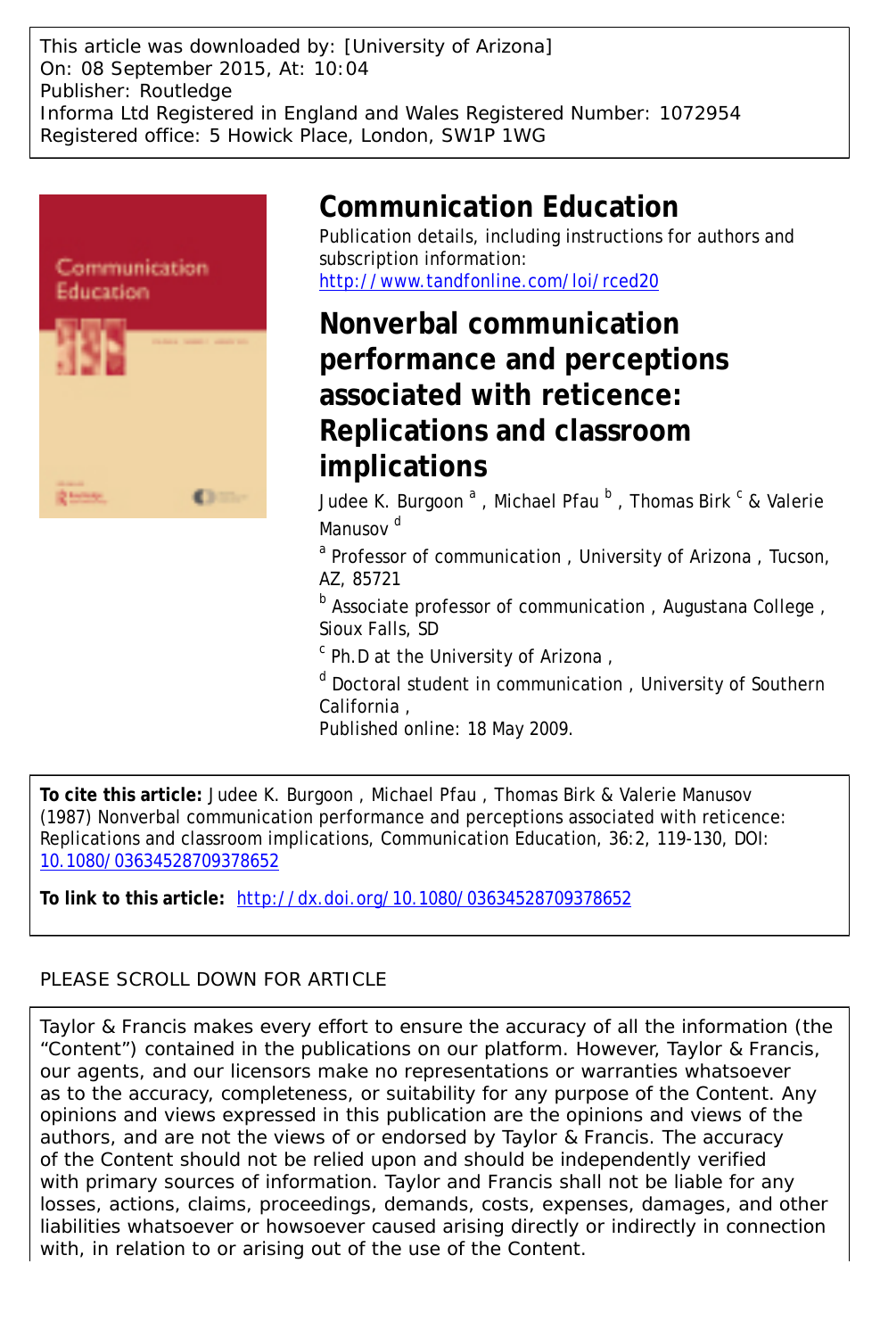This article was downloaded by: [University of Arizona]
On: 08 September 2015, At: 10:04
Publisher: Routledge
Informa Ltd Registered in England and Wales Registered Number: 1072954
Registered office: 5 Howick Place, London, SW1P 1WG

# Communication Education

Publication details, including instructions for authors and subscription information:
http://www.tandfonline.com/loi/rced20

## Nonverbal communication performance and perceptions associated with reticence: Replications and classroom implications

Judee K. Burgoon [a], Michael Pfau [b], Thomas Birk [c] & Valerie Manusov [d]

[a] Professor of communication, University of Arizona, Tucson, AZ, 85721

[b] Associate professor of communication, Augustana College, Sioux Falls, SD

[c] Ph.D at the University of Arizona,

[d] Doctoral student in communication, University of Southern California,

Published online: 18 May 2009.

**To cite this article:** Judee K. Burgoon, Michael Pfau, Thomas Birk & Valerie Manusov (1987) Nonverbal communication performance and perceptions associated with reticence: Replications and classroom implications, Communication Education, 36:2, 119-130, DOI: 10.1080/03634528709378652

**To link to this article:** http://dx.doi.org/10.1080/03634528709378652

PLEASE SCROLL DOWN FOR ARTICLE

Taylor & Francis makes every effort to ensure the accuracy of all the information (the "Content") contained in the publications on our platform. However, Taylor & Francis, our agents, and our licensors make no representations or warranties whatsoever as to the accuracy, completeness, or suitability for any purpose of the Content. Any opinions and views expressed in this publication are the opinions and views of the authors, and are not the views of or endorsed by Taylor & Francis. The accuracy of the Content should not be relied upon and should be independently verified with primary sources of information. Taylor and Francis shall not be liable for any losses, actions, claims, proceedings, demands, costs, expenses, damages, and other liabilities whatsoever or howsoever caused arising directly or indirectly in connection with, in relation to or arising out of the use of the Content.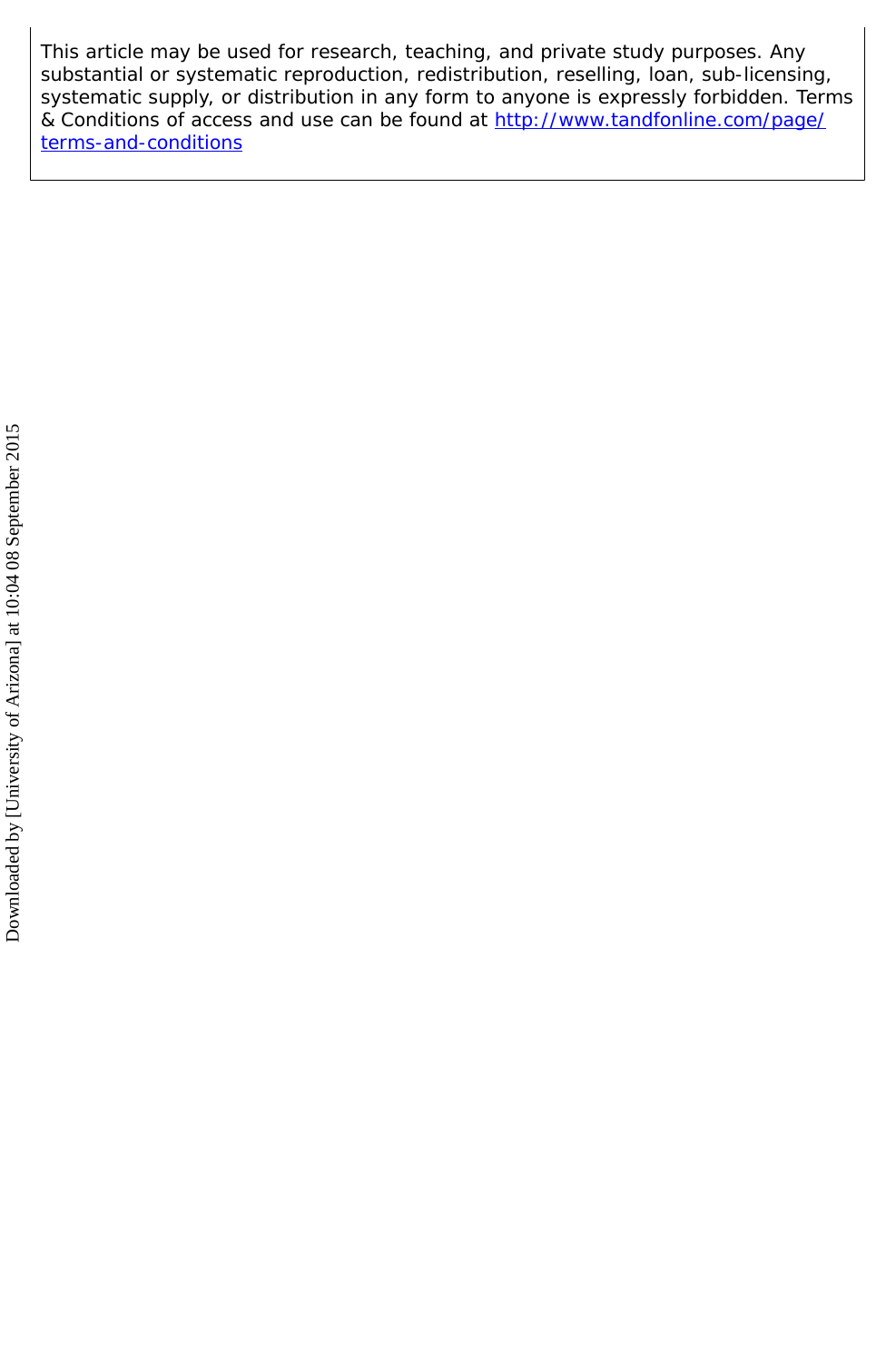This article may be used for research, teaching, and private study purposes. Any substantial or systematic reproduction, redistribution, reselling, loan, sub-licensing, systematic supply, or distribution in any form to anyone is expressly forbidden. Terms & Conditions of access and use can be found at [http://www.tandfonline.com/page/terms-and-conditions](http://www.tandfonline.com/page/terms-and-conditions)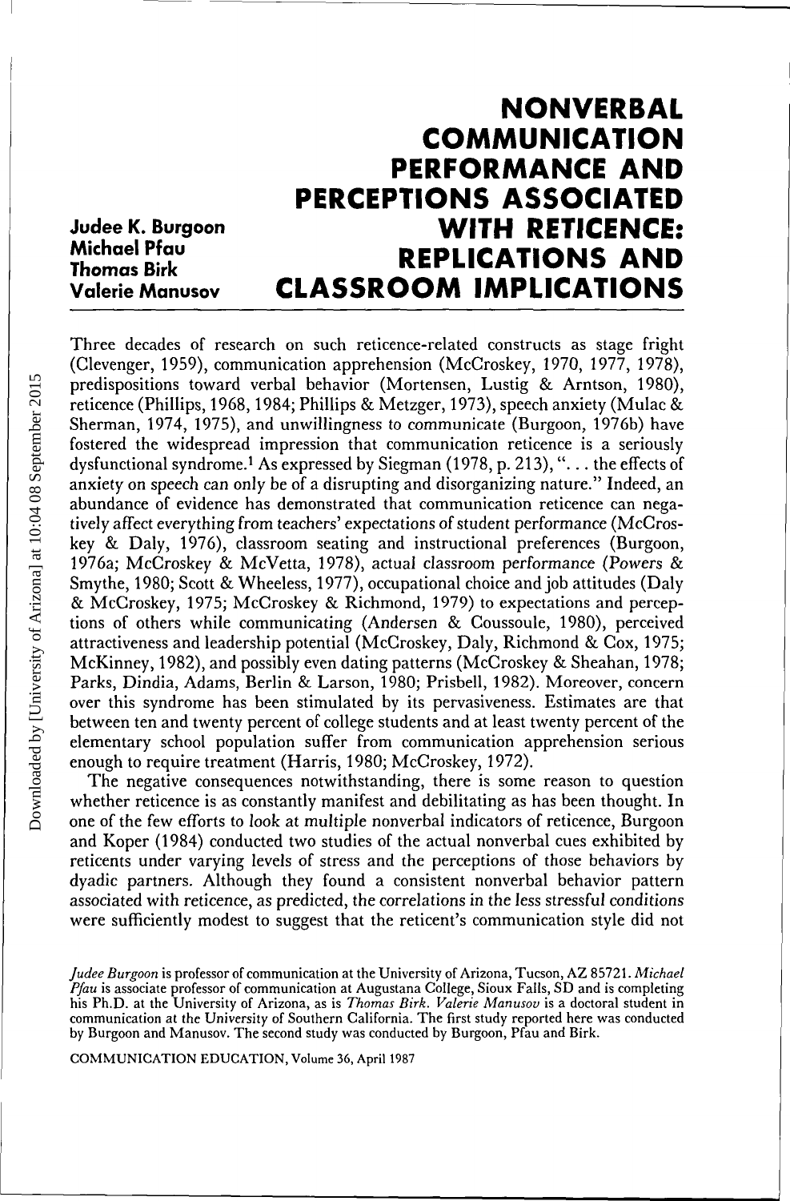# NONVERBAL COMMUNICATION PERFORMANCE AND PERCEPTIONS ASSOCIATED WITH RETICENCE: REPLICATIONS AND CLASSROOM IMPLICATIONS

**Judee K. Burgoon**
**Michael Pfau**
**Thomas Birk**
**Valerie Manusov**

Three decades of research on such reticence-related constructs as stage fright (Clevenger, 1959), communication apprehension (McCroskey, 1970, 1977, 1978), predispositions toward verbal behavior (Mortensen, Lustig & Arntson, 1980), reticence (Phillips, 1968, 1984; Phillips & Metzger, 1973), speech anxiety (Mulac & Sherman, 1974, 1975), and unwillingness to communicate (Burgoon, 1976b) have fostered the widespread impression that communication reticence is a seriously dysfunctional syndrome.[1] As expressed by Siegman (1978, p. 213), "... the effects of anxiety on speech can only be of a disrupting and disorganizing nature." Indeed, an abundance of evidence has demonstrated that communication reticence can negatively affect everything from teachers' expectations of student performance (McCroskey & Daly, 1976), classroom seating and instructional preferences (Burgoon, 1976a; McCroskey & McVetta, 1978), actual classroom performance (Powers & Smythe, 1980; Scott & Wheeless, 1977), occupational choice and job attitudes (Daly & McCroskey, 1975; McCroskey & Richmond, 1979) to expectations and perceptions of others while communicating (Andersen & Coussoule, 1980), perceived attractiveness and leadership potential (McCroskey, Daly, Richmond & Cox, 1975; McKinney, 1982), and possibly even dating patterns (McCroskey & Sheahan, 1978; Parks, Dindia, Adams, Berlin & Larson, 1980; Prisbell, 1982). Moreover, concern over this syndrome has been stimulated by its pervasiveness. Estimates are that between ten and twenty percent of college students and at least twenty percent of the elementary school population suffer from communication apprehension serious enough to require treatment (Harris, 1980; McCroskey, 1972).

The negative consequences notwithstanding, there is some reason to question whether reticence is as constantly manifest and debilitating as has been thought. In one of the few efforts to look at multiple nonverbal indicators of reticence, Burgoon and Koper (1984) conducted two studies of the actual nonverbal cues exhibited by reticents under varying levels of stress and the perceptions of those behaviors by dyadic partners. Although they found a consistent nonverbal behavior pattern associated with reticence, as predicted, the correlations in the less stressful conditions were sufficiently modest to suggest that the reticent's communication style did not

*Judee Burgoon* is professor of communication at the University of Arizona, Tucson, AZ 85721. *Michael Pfau* is associate professor of communication at Augustana College, Sioux Falls, SD and is completing his Ph.D. at the University of Arizona, as is *Thomas Birk*. *Valerie Manusov* is a doctoral student in communication at the University of Southern California. The first study reported here was conducted by Burgoon and Manusov. The second study was conducted by Burgoon, Pfau and Birk.

COMMUNICATION EDUCATION, Volume 36, April 1987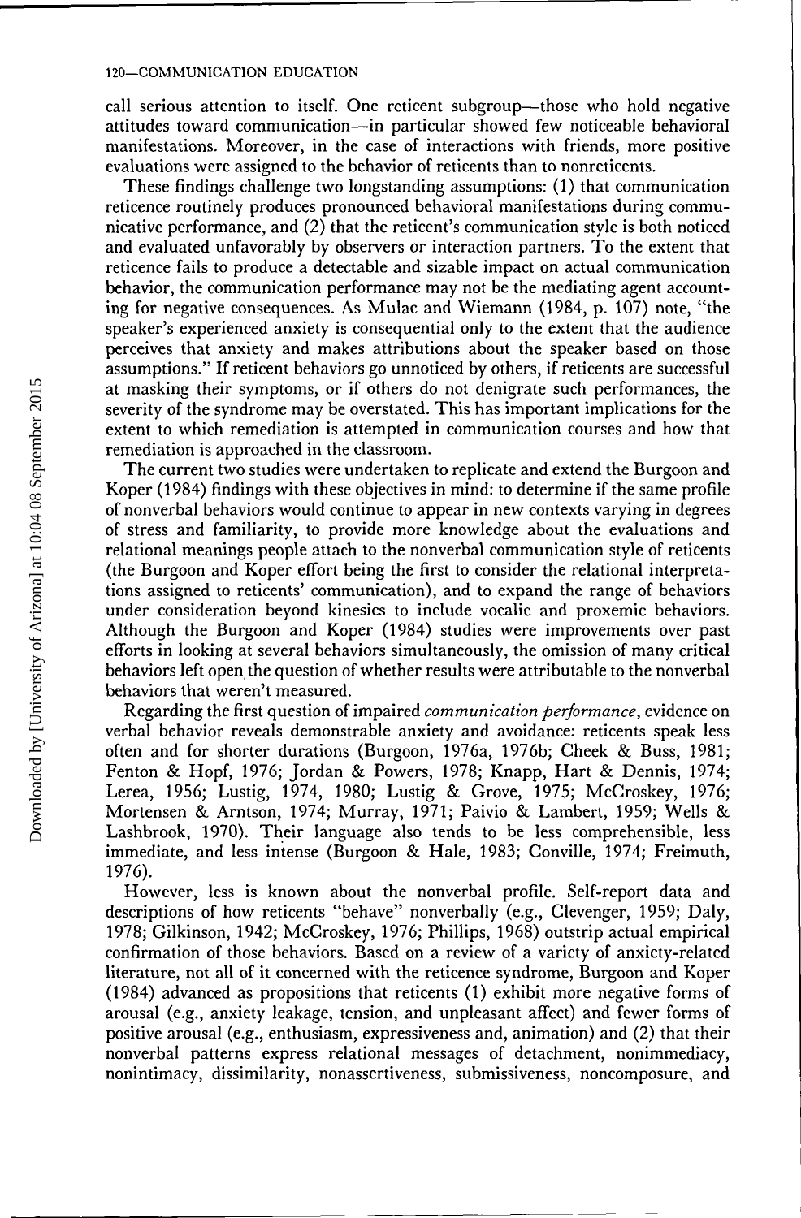call serious attention to itself. One reticent subgroup—those who hold negative attitudes toward communication—in particular showed few noticeable behavioral manifestations. Moreover, in the case of interactions with friends, more positive evaluations were assigned to the behavior of reticents than to nonreticents.

These findings challenge two longstanding assumptions: (1) that communication reticence routinely produces pronounced behavioral manifestations during communicative performance, and (2) that the reticent's communication style is both noticed and evaluated unfavorably by observers or interaction partners. To the extent that reticence fails to produce a detectable and sizable impact on actual communication behavior, the communication performance may not be the mediating agent accounting for negative consequences. As Mulac and Wiemann (1984, p. 107) note, "the speaker's experienced anxiety is consequential only to the extent that the audience perceives that anxiety and makes attributions about the speaker based on those assumptions." If reticent behaviors go unnoticed by others, if reticents are successful at masking their symptoms, or if others do not denigrate such performances, the severity of the syndrome may be overstated. This has important implications for the extent to which remediation is attempted in communication courses and how that remediation is approached in the classroom.

The current two studies were undertaken to replicate and extend the Burgoon and Koper (1984) findings with these objectives in mind: to determine if the same profile of nonverbal behaviors would continue to appear in new contexts varying in degrees of stress and familiarity, to provide more knowledge about the evaluations and relational meanings people attach to the nonverbal communication style of reticents (the Burgoon and Koper effort being the first to consider the relational interpretations assigned to reticents' communication), and to expand the range of behaviors under consideration beyond kinesics to include vocalic and proxemic behaviors. Although the Burgoon and Koper (1984) studies were improvements over past efforts in looking at several behaviors simultaneously, the omission of many critical behaviors left open the question of whether results were attributable to the nonverbal behaviors that weren't measured.

Regarding the first question of impaired *communication performance*, evidence on verbal behavior reveals demonstrable anxiety and avoidance: reticents speak less often and for shorter durations (Burgoon, 1976a, 1976b; Cheek & Buss, 1981; Fenton & Hopf, 1976; Jordan & Powers, 1978; Knapp, Hart & Dennis, 1974; Lerea, 1956; Lustig, 1974, 1980; Lustig & Grove, 1975; McCroskey, 1976; Mortensen & Arntson, 1974; Murray, 1971; Paivio & Lambert, 1959; Wells & Lashbrook, 1970). Their language also tends to be less comprehensible, less immediate, and less intense (Burgoon & Hale, 1983; Conville, 1974; Freimuth, 1976).

However, less is known about the nonverbal profile. Self-report data and descriptions of how reticents "behave" nonverbally (e.g., Clevenger, 1959; Daly, 1978; Gilkinson, 1942; McCroskey, 1976; Phillips, 1968) outstrip actual empirical confirmation of those behaviors. Based on a review of a variety of anxiety-related literature, not all of it concerned with the reticence syndrome, Burgoon and Koper (1984) advanced as propositions that reticents (1) exhibit more negative forms of arousal (e.g., anxiety leakage, tension, and unpleasant affect) and fewer forms of positive arousal (e.g., enthusiasm, expressiveness and, animation) and (2) that their nonverbal patterns express relational messages of detachment, nonimmediacy, nonintimacy, dissimilarity, nonassertiveness, submissiveness, noncomposure, and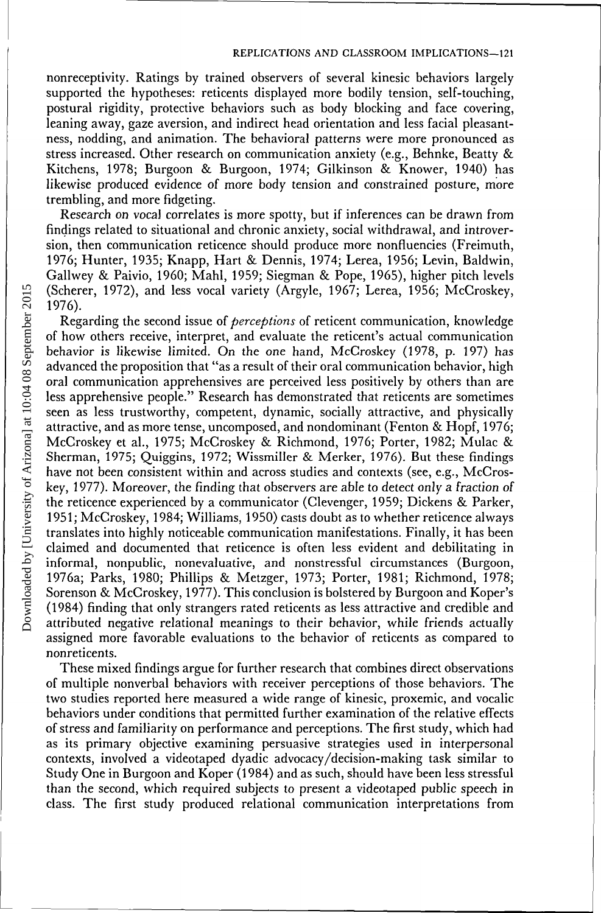nonreceptivity. Ratings by trained observers of several kinesic behaviors largely supported the hypotheses: reticents displayed more bodily tension, self-touching, postural rigidity, protective behaviors such as body blocking and face covering, leaning away, gaze aversion, and indirect head orientation and less facial pleasantness, nodding, and animation. The behavioral patterns were more pronounced as stress increased. Other research on communication anxiety (e.g., Behnke, Beatty & Kitchens, 1978; Burgoon & Burgoon, 1974; Gilkinson & Knower, 1940) has likewise produced evidence of more body tension and constrained posture, more trembling, and more fidgeting.

Research on vocal correlates is more spotty, but if inferences can be drawn from findings related to situational and chronic anxiety, social withdrawal, and introversion, then communication reticence should produce more nonfluencies (Freimuth, 1976; Hunter, 1935; Knapp, Hart & Dennis, 1974; Lerea, 1956; Levin, Baldwin, Gallwey & Paivio, 1960; Mahl, 1959; Siegman & Pope, 1965), higher pitch levels (Scherer, 1972), and less vocal variety (Argyle, 1967; Lerea, 1956; McCroskey, 1976).

Regarding the second issue of *perceptions* of reticent communication, knowledge of how others receive, interpret, and evaluate the reticent's actual communication behavior is likewise limited. On the one hand, McCroskey (1978, p. 197) has advanced the proposition that "as a result of their oral communication behavior, high oral communication apprehensives are perceived less positively by others than are less apprehensive people." Research has demonstrated that reticents are sometimes seen as less trustworthy, competent, dynamic, socially attractive, and physically attractive, and as more tense, uncomposed, and nondominant (Fenton & Hopf, 1976; McCroskey et al., 1975; McCroskey & Richmond, 1976; Porter, 1982; Mulac & Sherman, 1975; Quiggins, 1972; Wissmiller & Merker, 1976). But these findings have not been consistent within and across studies and contexts (see, e.g., McCroskey, 1977). Moreover, the finding that observers are able to detect only a fraction of the reticence experienced by a communicator (Clevenger, 1959; Dickens & Parker, 1951; McCroskey, 1984; Williams, 1950) casts doubt as to whether reticence always translates into highly noticeable communication manifestations. Finally, it has been claimed and documented that reticence is often less evident and debilitating in informal, nonpublic, nonevaluative, and nonstressful circumstances (Burgoon, 1976a; Parks, 1980; Phillips & Metzger, 1973; Porter, 1981; Richmond, 1978; Sorenson & McCroskey, 1977). This conclusion is bolstered by Burgoon and Koper's (1984) finding that only strangers rated reticents as less attractive and credible and attributed negative relational meanings to their behavior, while friends actually assigned more favorable evaluations to the behavior of reticents as compared to nonreticents.

These mixed findings argue for further research that combines direct observations of multiple nonverbal behaviors with receiver perceptions of those behaviors. The two studies reported here measured a wide range of kinesic, proxemic, and vocalic behaviors under conditions that permitted further examination of the relative effects of stress and familiarity on performance and perceptions. The first study, which had as its primary objective examining persuasive strategies used in interpersonal contexts, involved a videotaped dyadic advocacy/decision-making task similar to Study One in Burgoon and Koper (1984) and as such, should have been less stressful than the second, which required subjects to present a videotaped public speech in class. The first study produced relational communication interpretations from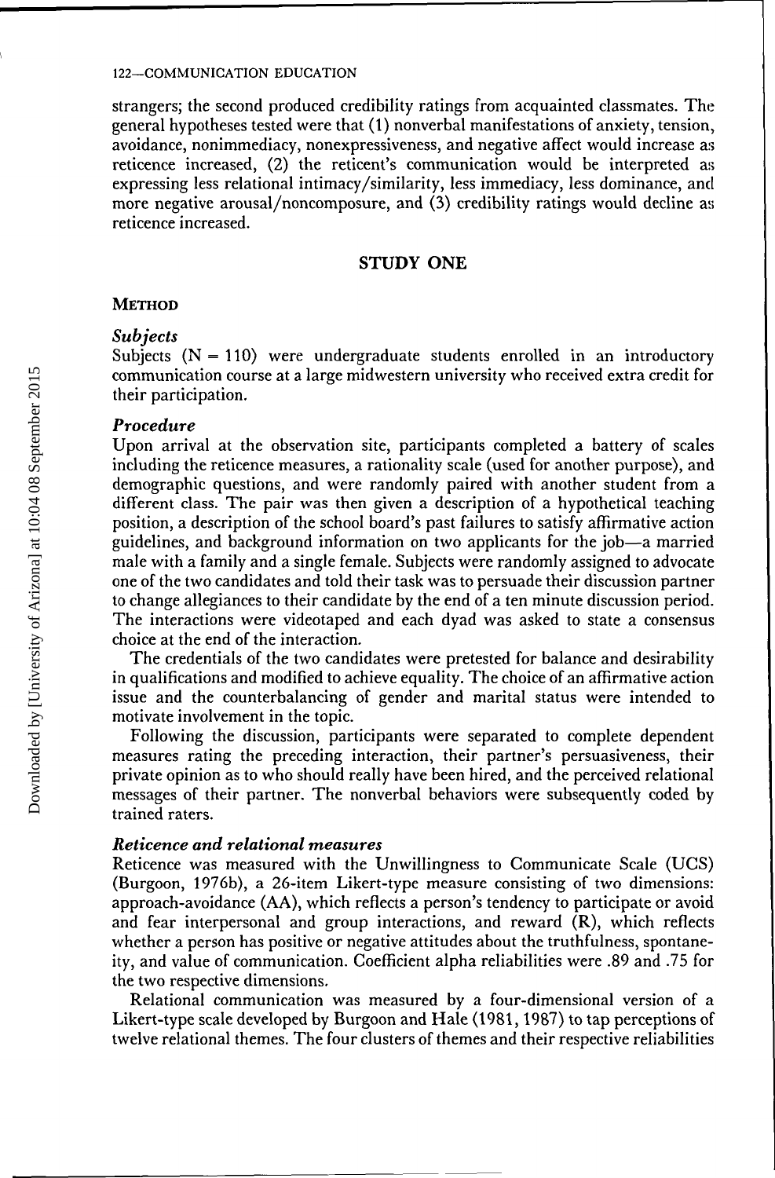strangers; the second produced credibility ratings from acquainted classmates. The general hypotheses tested were that (1) nonverbal manifestations of anxiety, tension, avoidance, nonimmediacy, nonexpressiveness, and negative affect would increase as reticence increased, (2) the reticent's communication would be interpreted as expressing less relational intimacy/similarity, less immediacy, less dominance, and more negative arousal/noncomposure, and (3) credibility ratings would decline as reticence increased.

## STUDY ONE

### METHOD

#### *Subjects*

Subjects (N = 110) were undergraduate students enrolled in an introductory communication course at a large midwestern university who received extra credit for their participation.

#### *Procedure*

Upon arrival at the observation site, participants completed a battery of scales including the reticence measures, a rationality scale (used for another purpose), and demographic questions, and were randomly paired with another student from a different class. The pair was then given a description of a hypothetical teaching position, a description of the school board's past failures to satisfy affirmative action guidelines, and background information on two applicants for the job—a married male with a family and a single female. Subjects were randomly assigned to advocate one of the two candidates and told their task was to persuade their discussion partner to change allegiances to their candidate by the end of a ten minute discussion period. The interactions were videotaped and each dyad was asked to state a consensus choice at the end of the interaction.

The credentials of the two candidates were pretested for balance and desirability in qualifications and modified to achieve equality. The choice of an affirmative action issue and the counterbalancing of gender and marital status were intended to motivate involvement in the topic.

Following the discussion, participants were separated to complete dependent measures rating the preceding interaction, their partner's persuasiveness, their private opinion as to who should really have been hired, and the perceived relational messages of their partner. The nonverbal behaviors were subsequently coded by trained raters.

#### *Reticence and relational measures*

Reticence was measured with the Unwillingness to Communicate Scale (UCS) (Burgoon, 1976b), a 26-item Likert-type measure consisting of two dimensions: approach-avoidance (AA), which reflects a person's tendency to participate or avoid and fear interpersonal and group interactions, and reward (R), which reflects whether a person has positive or negative attitudes about the truthfulness, spontaneity, and value of communication. Coefficient alpha reliabilities were .89 and .75 for the two respective dimensions.

Relational communication was measured by a four-dimensional version of a Likert-type scale developed by Burgoon and Hale (1981, 1987) to tap perceptions of twelve relational themes. The four clusters of themes and their respective reliabilities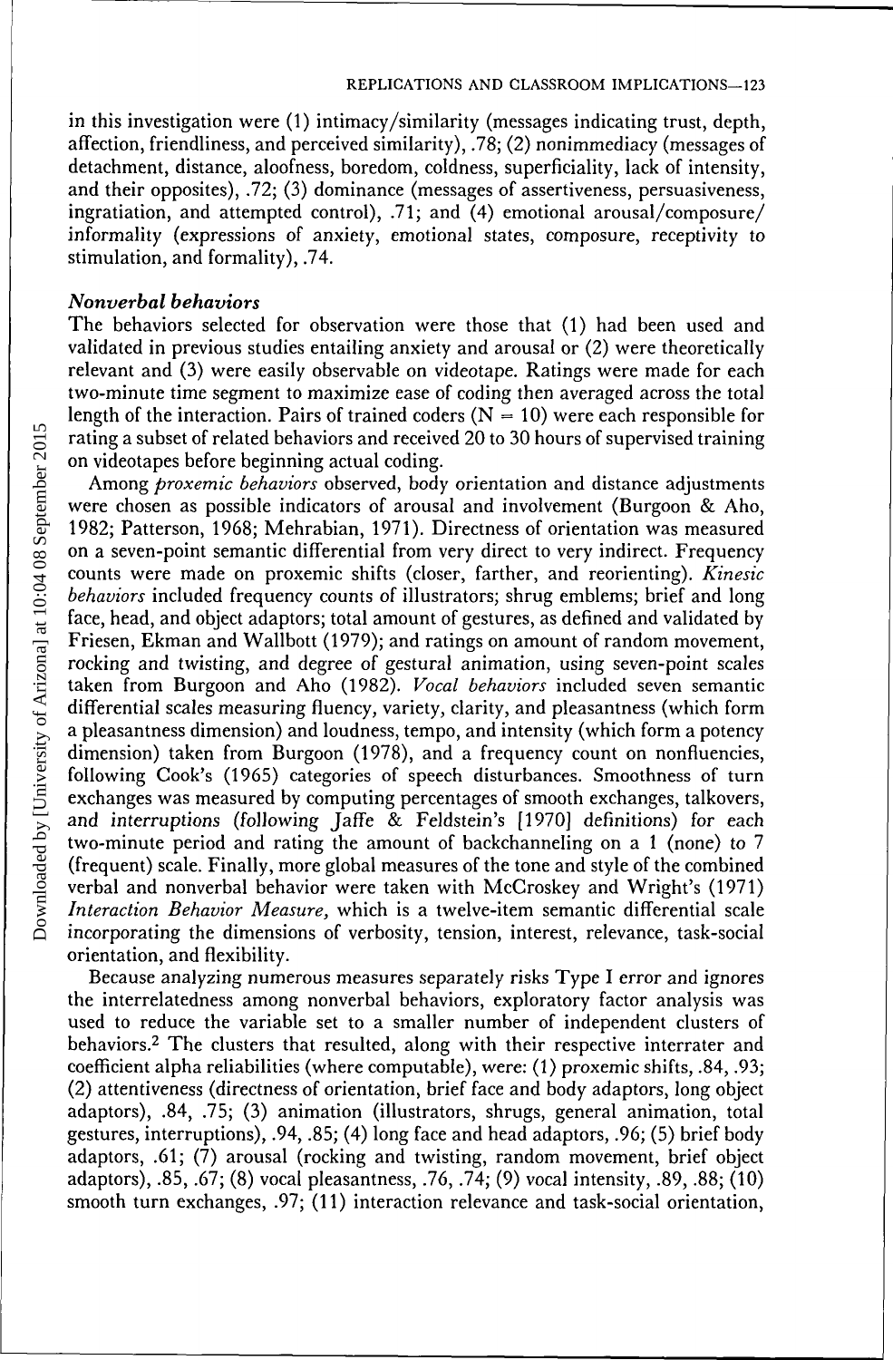in this investigation were (1) intimacy/similarity (messages indicating trust, depth, affection, friendliness, and perceived similarity), .78; (2) nonimmediacy (messages of detachment, distance, aloofness, boredom, coldness, superficiality, lack of intensity, and their opposites), .72; (3) dominance (messages of assertiveness, persuasiveness, ingratiation, and attempted control), .71; and (4) emotional arousal/composure/ informality (expressions of anxiety, emotional states, composure, receptivity to stimulation, and formality), .74.

### *Nonverbal behaviors*

The behaviors selected for observation were those that (1) had been used and validated in previous studies entailing anxiety and arousal or (2) were theoretically relevant and (3) were easily observable on videotape. Ratings were made for each two-minute time segment to maximize ease of coding then averaged across the total length of the interaction. Pairs of trained coders (N = 10) were each responsible for rating a subset of related behaviors and received 20 to 30 hours of supervised training on videotapes before beginning actual coding.

Among *proxemic behaviors* observed, body orientation and distance adjustments were chosen as possible indicators of arousal and involvement (Burgoon & Aho, 1982; Patterson, 1968; Mehrabian, 1971). Directness of orientation was measured on a seven-point semantic differential from very direct to very indirect. Frequency counts were made on proxemic shifts (closer, farther, and reorienting). *Kinesic behaviors* included frequency counts of illustrators; shrug emblems; brief and long face, head, and object adaptors; total amount of gestures, as defined and validated by Friesen, Ekman and Wallbott (1979); and ratings on amount of random movement, rocking and twisting, and degree of gestural animation, using seven-point scales taken from Burgoon and Aho (1982). *Vocal behaviors* included seven semantic differential scales measuring fluency, variety, clarity, and pleasantness (which form a pleasantness dimension) and loudness, tempo, and intensity (which form a potency dimension) taken from Burgoon (1978), and a frequency count on nonfluencies, following Cook's (1965) categories of speech disturbances. Smoothness of turn exchanges was measured by computing percentages of smooth exchanges, talkovers, and interruptions (following Jaffe & Feldstein's [1970] definitions) for each two-minute period and rating the amount of backchanneling on a 1 (none) to 7 (frequent) scale. Finally, more global measures of the tone and style of the combined verbal and nonverbal behavior were taken with McCroskey and Wright's (1971) *Interaction Behavior Measure,* which is a twelve-item semantic differential scale incorporating the dimensions of verbosity, tension, interest, relevance, task-social orientation, and flexibility.

Because analyzing numerous measures separately risks Type I error and ignores the interrelatedness among nonverbal behaviors, exploratory factor analysis was used to reduce the variable set to a smaller number of independent clusters of behaviors.[2] The clusters that resulted, along with their respective interrater and coefficient alpha reliabilities (where computable), were: (1) proxemic shifts, .84, .93; (2) attentiveness (directness of orientation, brief face and body adaptors, long object adaptors), .84, .75; (3) animation (illustrators, shrugs, general animation, total gestures, interruptions), .94, .85; (4) long face and head adaptors, .96; (5) brief body adaptors, .61; (7) arousal (rocking and twisting, random movement, brief object adaptors), .85, .67; (8) vocal pleasantness, .76, .74; (9) vocal intensity, .89, .88; (10) smooth turn exchanges, .97; (11) interaction relevance and task-social orientation,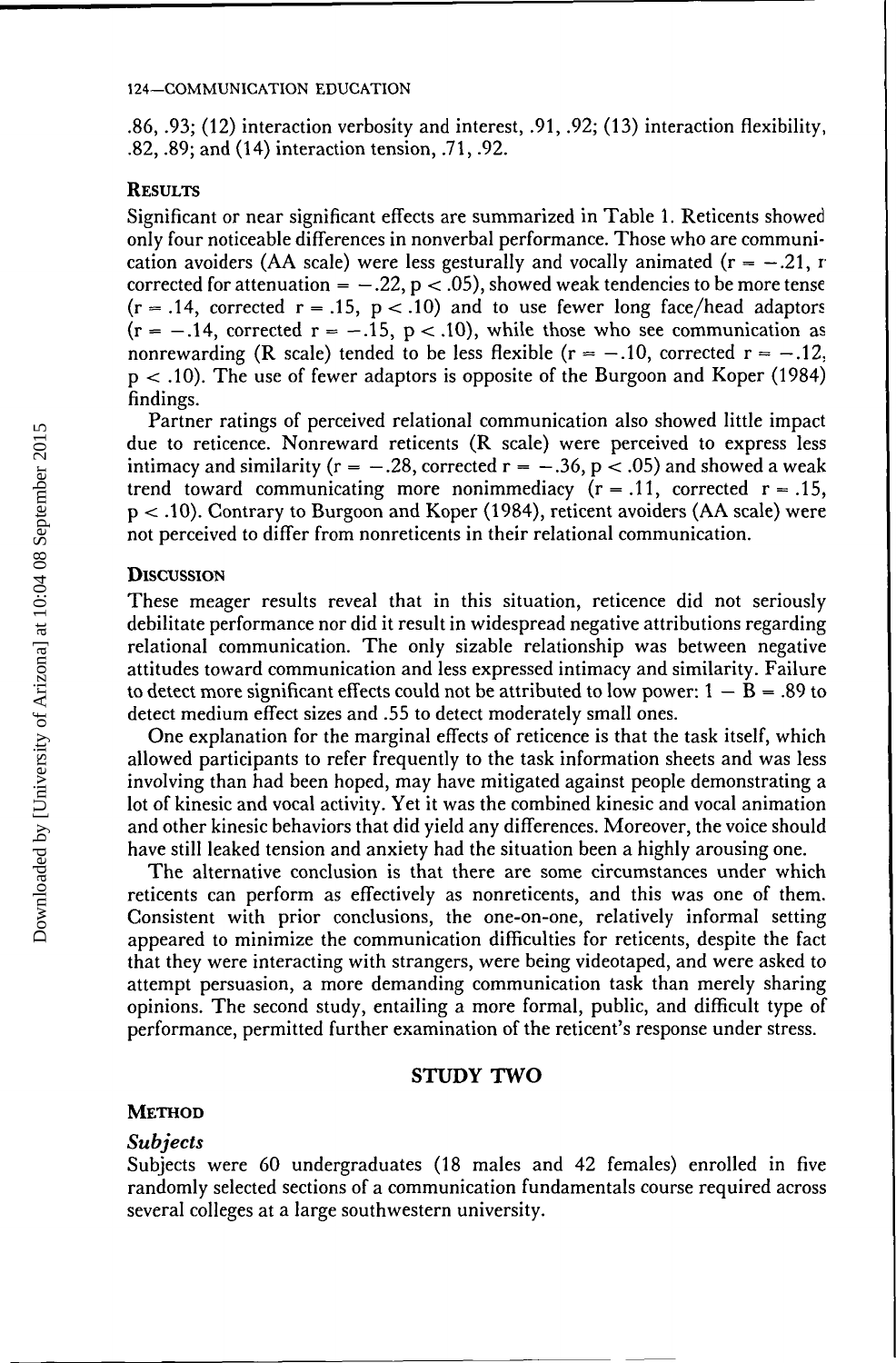.86, .93; (12) interaction verbosity and interest, .91, .92; (13) interaction flexibility, .82, .89; and (14) interaction tension, .71, .92.

### Results

Significant or near significant effects are summarized in Table 1. Reticents showed only four noticeable differences in nonverbal performance. Those who are communication avoiders (AA scale) were less gesturally and vocally animated ($r = -.21$, r corrected for attenuation $= -.22$, $p < .05$), showed weak tendencies to be more tense ($r = .14$, corrected $r = .15$, $p < .10$) and to use fewer long face/head adaptors ($r = -.14$, corrected $r = -.15$, $p < .10$), while those who see communication as nonrewarding (R scale) tended to be less flexible ($r = -.10$, corrected $r = -.12$, $p < .10$). The use of fewer adaptors is opposite of the Burgoon and Koper (1984) findings.

Partner ratings of perceived relational communication also showed little impact due to reticence. Nonreward reticents (R scale) were perceived to express less intimacy and similarity ($r = -.28$, corrected $r = -.36$, $p < .05$) and showed a weak trend toward communicating more nonimmediacy ($r = .11$, corrected $r = .15$, $p < .10$). Contrary to Burgoon and Koper (1984), reticent avoiders (AA scale) were not perceived to differ from nonreticents in their relational communication.

### Discussion

These meager results reveal that in this situation, reticence did not seriously debilitate performance nor did it result in widespread negative attributions regarding relational communication. The only sizable relationship was between negative attitudes toward communication and less expressed intimacy and similarity. Failure to detect more significant effects could not be attributed to low power: $1 - B = .89$ to detect medium effect sizes and .55 to detect moderately small ones.

One explanation for the marginal effects of reticence is that the task itself, which allowed participants to refer frequently to the task information sheets and was less involving than had been hoped, may have mitigated against people demonstrating a lot of kinesic and vocal activity. Yet it was the combined kinesic and vocal animation and other kinesic behaviors that did yield any differences. Moreover, the voice should have still leaked tension and anxiety had the situation been a highly arousing one.

The alternative conclusion is that there are some circumstances under which reticents can perform as effectively as nonreticents, and this was one of them. Consistent with prior conclusions, the one-on-one, relatively informal setting appeared to minimize the communication difficulties for reticents, despite the fact that they were interacting with strangers, were being videotaped, and were asked to attempt persuasion, a more demanding communication task than merely sharing opinions. The second study, entailing a more formal, public, and difficult type of performance, permitted further examination of the reticent's response under stress.

## STUDY TWO

### Method

#### *Subjects*

Subjects were 60 undergraduates (18 males and 42 females) enrolled in five randomly selected sections of a communication fundamentals course required across several colleges at a large southwestern university.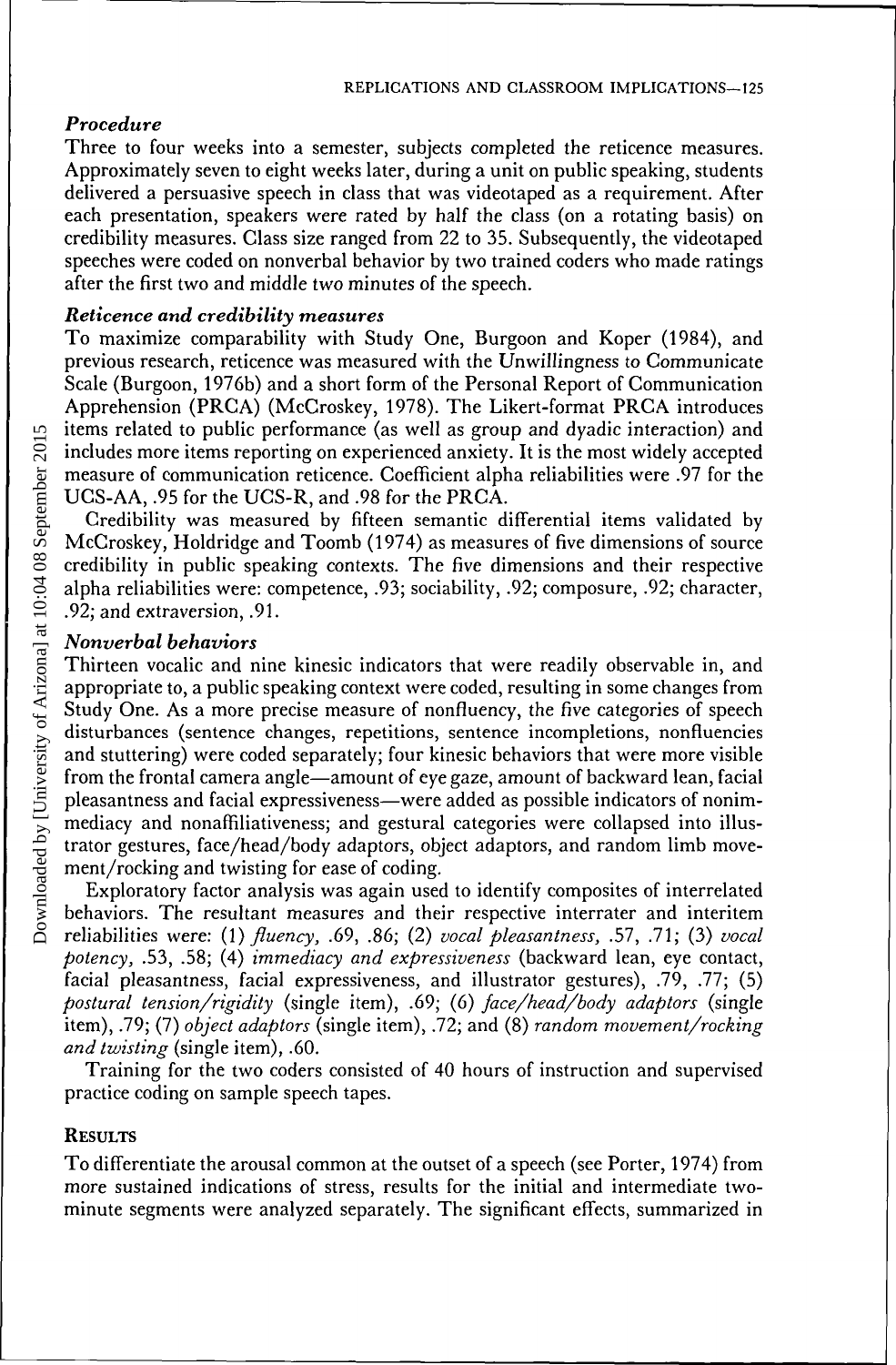### *Procedure*

Three to four weeks into a semester, subjects completed the reticence measures. Approximately seven to eight weeks later, during a unit on public speaking, students delivered a persuasive speech in class that was videotaped as a requirement. After each presentation, speakers were rated by half the class (on a rotating basis) on credibility measures. Class size ranged from 22 to 35. Subsequently, the videotaped speeches were coded on nonverbal behavior by two trained coders who made ratings after the first two and middle two minutes of the speech.

### *Reticence and credibility measures*

To maximize comparability with Study One, Burgoon and Koper (1984), and previous research, reticence was measured with the Unwillingness to Communicate Scale (Burgoon, 1976b) and a short form of the Personal Report of Communication Apprehension (PRCA) (McCroskey, 1978). The Likert-format PRCA introduces items related to public performance (as well as group and dyadic interaction) and includes more items reporting on experienced anxiety. It is the most widely accepted measure of communication reticence. Coefficient alpha reliabilities were .97 for the UCS-AA, .95 for the UCS-R, and .98 for the PRCA.

Credibility was measured by fifteen semantic differential items validated by McCroskey, Holdridge and Toomb (1974) as measures of five dimensions of source credibility in public speaking contexts. The five dimensions and their respective alpha reliabilities were: competence, .93; sociability, .92; composure, .92; character, .92; and extraversion, .91.

### *Nonverbal behaviors*

Thirteen vocalic and nine kinesic indicators that were readily observable in, and appropriate to, a public speaking context were coded, resulting in some changes from Study One. As a more precise measure of nonfluency, the five categories of speech disturbances (sentence changes, repetitions, sentence incompletions, nonfluencies and stuttering) were coded separately; four kinesic behaviors that were more visible from the frontal camera angle—amount of eye gaze, amount of backward lean, facial pleasantness and facial expressiveness—were added as possible indicators of nonimmediacy and nonaffiliativeness; and gestural categories were collapsed into illustrator gestures, face/head/body adaptors, object adaptors, and random limb movement/rocking and twisting for ease of coding.

Exploratory factor analysis was again used to identify composites of interrelated behaviors. The resultant measures and their respective interrater and interitem reliabilities were: (1) *fluency*, .69, .86; (2) *vocal pleasantness*, .57, .71; (3) *vocal potency*, .53, .58; (4) *immediacy and expressiveness* (backward lean, eye contact, facial pleasantness, facial expressiveness, and illustrator gestures), .79, .77; (5) *postural tension/rigidity* (single item), .69; (6) *face/head/body adaptors* (single item), .79; (7) *object adaptors* (single item), .72; and (8) *random movement/rocking and twisting* (single item), .60.

Training for the two coders consisted of 40 hours of instruction and supervised practice coding on sample speech tapes.

## RESULTS

To differentiate the arousal common at the outset of a speech (see Porter, 1974) from more sustained indications of stress, results for the initial and intermediate two-minute segments were analyzed separately. The significant effects, summarized in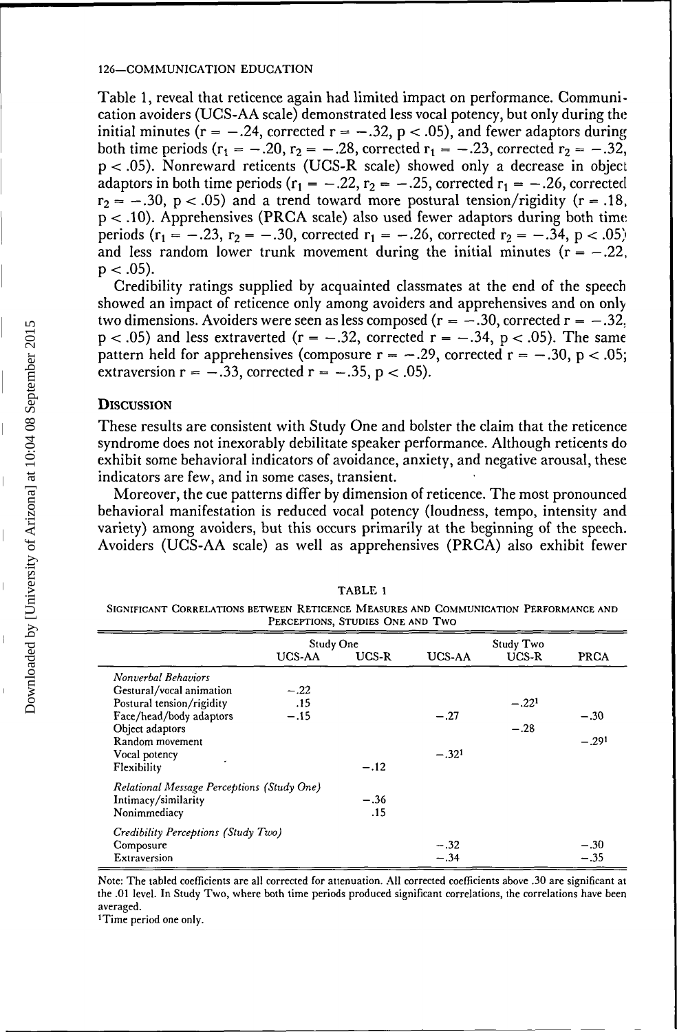Table 1, reveal that reticence again had limited impact on performance. Communication avoiders (UCS-AA scale) demonstrated less vocal potency, but only during the initial minutes ($r = -.24$, corrected $r = -.32$, $p < .05$), and fewer adaptors during both time periods ($r_1 = -.20$, $r_2 = -.28$, corrected $r_1 = -.23$, corrected $r_2 = -.32$, $p < .05$). Nonreward reticents (UCS-R scale) showed only a decrease in object adaptors in both time periods ($r_1 = -.22$, $r_2 = -.25$, corrected $r_1 = -.26$, corrected $r_2 = -.30$, $p < .05$) and a trend toward more postural tension/rigidity ($r = .18$, $p < .10$). Apprehensives (PRCA scale) also used fewer adaptors during both time periods ($r_1 = -.23$, $r_2 = -.30$, corrected $r_1 = -.26$, corrected $r_2 = -.34$, $p < .05$) and less random lower trunk movement during the initial minutes ($r = -.22$, $p < .05$).

Credibility ratings supplied by acquainted classmates at the end of the speech showed an impact of reticence only among avoiders and apprehensives and on only two dimensions. Avoiders were seen as less composed ($r = -.30$, corrected $r = -.32$, $p < .05$) and less extraverted ($r = -.32$, corrected $r = -.34$, $p < .05$). The same pattern held for apprehensives (composure $r = -.29$, corrected $r = -.30$, $p < .05$; extraversion $r = -.33$, corrected $r = -.35$, $p < .05$).

## Discussion

These results are consistent with Study One and bolster the claim that the reticence syndrome does not inexorably debilitate speaker performance. Although reticents do exhibit some behavioral indicators of avoidance, anxiety, and negative arousal, these indicators are few, and in some cases, transient.

Moreover, the cue patterns differ by dimension of reticence. The most pronounced behavioral manifestation is reduced vocal potency (loudness, tempo, intensity and variety) among avoiders, but this occurs primarily at the beginning of the speech. Avoiders (UCS-AA scale) as well as apprehensives (PRCA) also exhibit fewer

TABLE 1

Significant Correlations between Reticence Measures and Communication Performance and Perceptions, Studies One and Two

| | Study One | | Study Two | | |
|---|---|---|---|---|---|
| | UCS-AA | UCS-R | UCS-AA | UCS-R | PRCA |
| *Nonverbal Behaviors* | | | | | |
| Gestural/vocal animation | −.22 | | | | |
| Postural tension/rigidity | .15 | | | −.22[1] | |
| Face/head/body adaptors | −.15 | | −.27 | | −.30 |
| Object adaptors | | | | −.28 | |
| Random movement | | | | | −.29[1] |
| Vocal potency | | | −.32[1] | | |
| Flexibility | | −.12 | | | |
| *Relational Message Perceptions (Study One)* | | | | | |
| Intimacy/similarity | | −.36 | | | |
| Nonimmediacy | | .15 | | | |
| *Credibility Perceptions (Study Two)* | | | | | |
| Composure | | | −.32 | | −.30 |
| Extraversion | | | −.34 | | −.35 |

Note: The tabled coefficients are all corrected for attenuation. All corrected coefficients above .30 are significant at the .01 level. In Study Two, where both time periods produced significant correlations, the correlations have been averaged.

[1]Time period one only.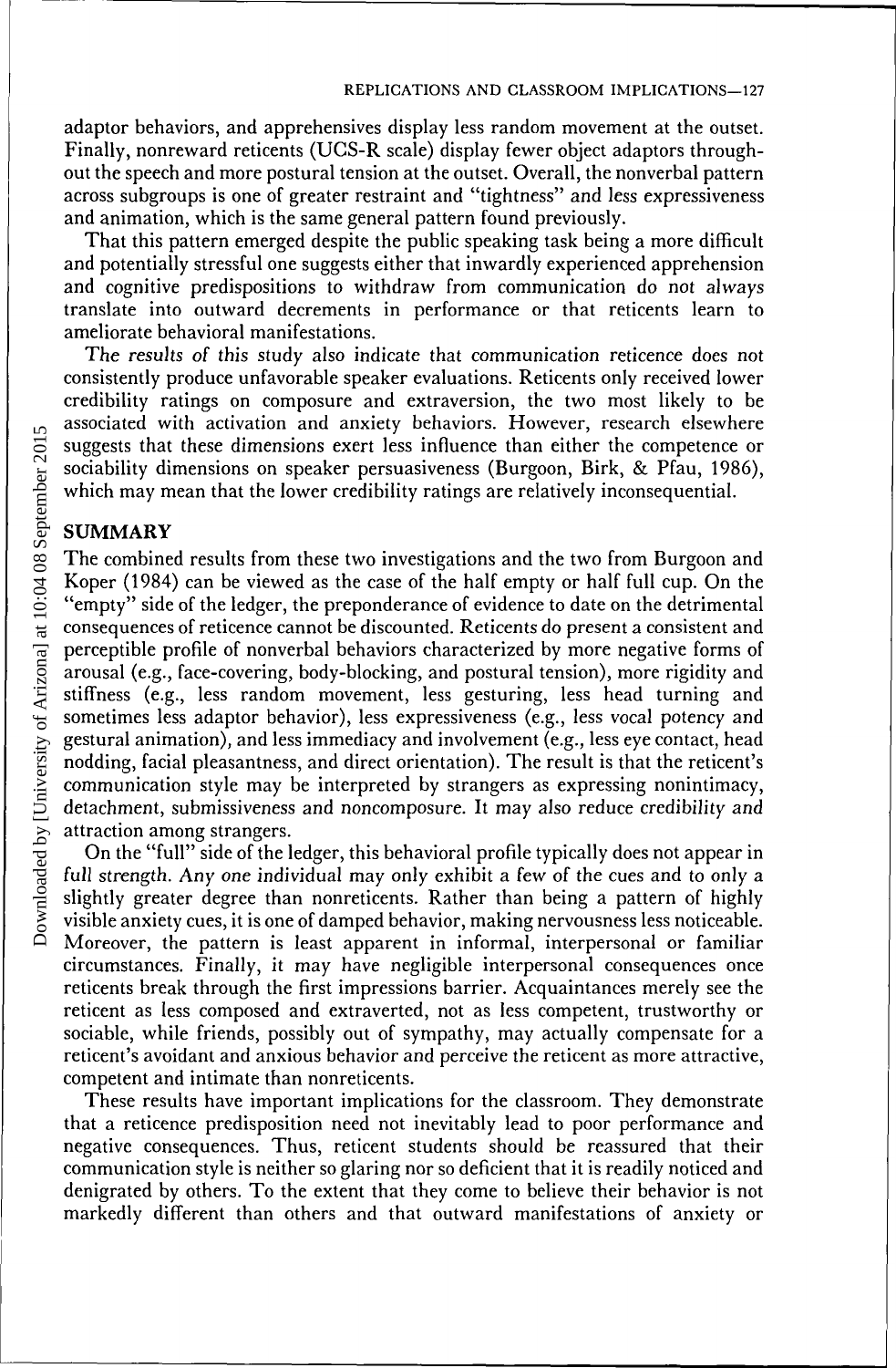adaptor behaviors, and apprehensives display less random movement at the outset. Finally, nonreward reticents (UCS-R scale) display fewer object adaptors throughout the speech and more postural tension at the outset. Overall, the nonverbal pattern across subgroups is one of greater restraint and "tightness" and less expressiveness and animation, which is the same general pattern found previously.

That this pattern emerged despite the public speaking task being a more difficult and potentially stressful one suggests either that inwardly experienced apprehension and cognitive predispositions to withdraw from communication do not *always* translate into outward decrements in performance or that reticents learn to ameliorate behavioral manifestations.

The results of this study also indicate that communication reticence does not consistently produce unfavorable speaker evaluations. Reticents only received lower credibility ratings on composure and extraversion, the two most likely to be associated with activation and anxiety behaviors. However, research elsewhere suggests that these dimensions exert less influence than either the competence or sociability dimensions on speaker persuasiveness (Burgoon, Birk, & Pfau, 1986), which may mean that the lower credibility ratings are relatively inconsequential.

## SUMMARY

The combined results from these two investigations and the two from Burgoon and Koper (1984) can be viewed as the case of the half empty or half full cup. On the "empty" side of the ledger, the preponderance of evidence to date on the detrimental consequences of reticence cannot be discounted. Reticents do present a consistent and perceptible profile of nonverbal behaviors characterized by more negative forms of arousal (e.g., face-covering, body-blocking, and postural tension), more rigidity and stiffness (e.g., less random movement, less gesturing, less head turning and sometimes less adaptor behavior), less expressiveness (e.g., less vocal potency and gestural animation), and less immediacy and involvement (e.g., less eye contact, head nodding, facial pleasantness, and direct orientation). The result is that the reticent's communication style may be interpreted by strangers as expressing nonintimacy, detachment, submissiveness and noncomposure. It may also reduce credibility and attraction among strangers.

On the "full" side of the ledger, this behavioral profile typically does not appear in full strength. Any one individual may only exhibit a few of the cues and to only a slightly greater degree than nonreticents. Rather than being a pattern of highly visible anxiety cues, it is one of damped behavior, making nervousness less noticeable. Moreover, the pattern is least apparent in informal, interpersonal or familiar circumstances. Finally, it may have negligible interpersonal consequences once reticents break through the first impressions barrier. Acquaintances merely see the reticent as less composed and extraverted, not as less competent, trustworthy or sociable, while friends, possibly out of sympathy, may actually compensate for a reticent's avoidant and anxious behavior and perceive the reticent as more attractive, competent and intimate than nonreticents.

These results have important implications for the classroom. They demonstrate that a reticence predisposition need not inevitably lead to poor performance and negative consequences. Thus, reticent students should be reassured that their communication style is neither so glaring nor so deficient that it is readily noticed and denigrated by others. To the extent that they come to believe their behavior is not markedly different than others and that outward manifestations of anxiety or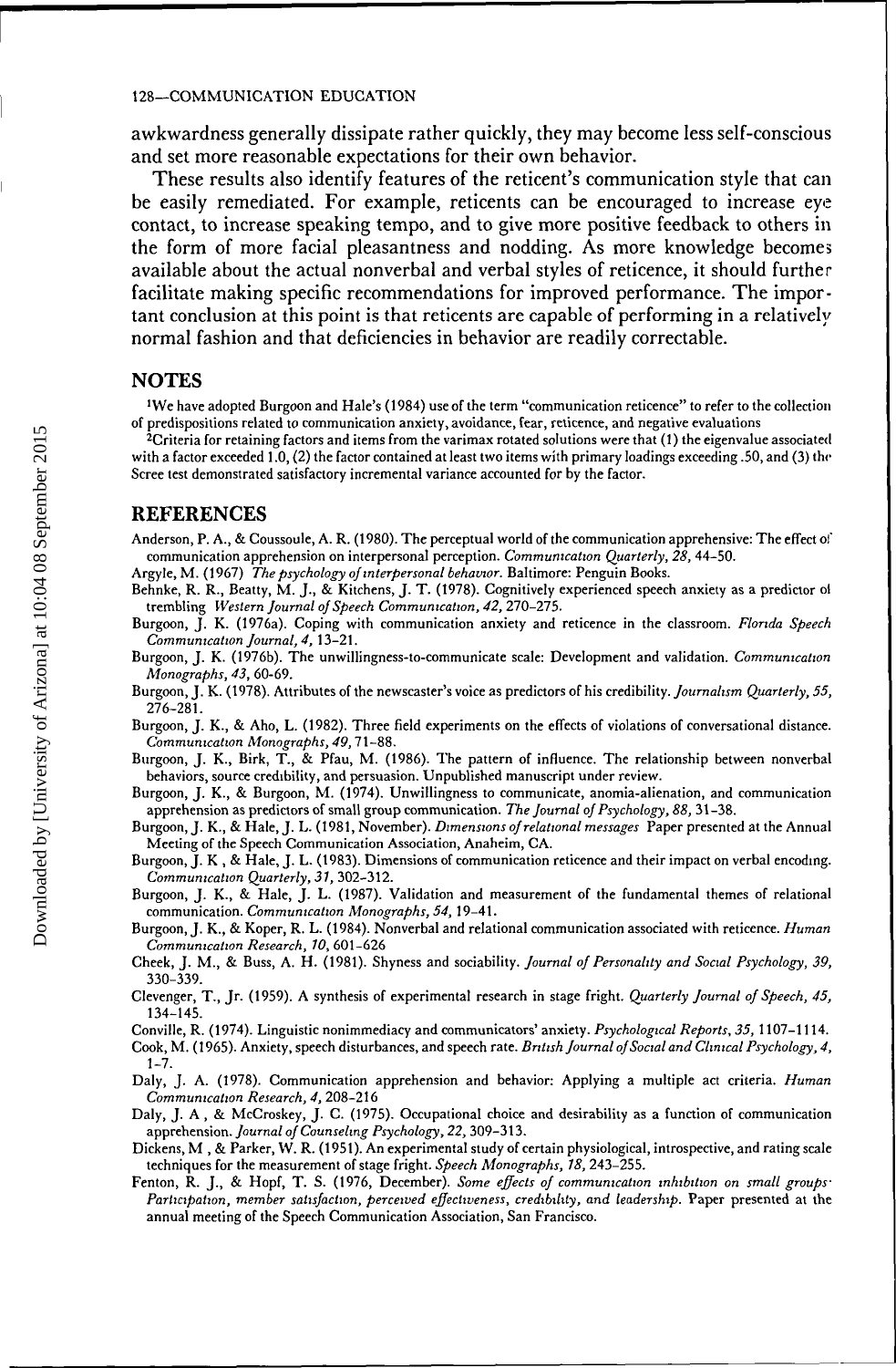awkwardness generally dissipate rather quickly, they may become less self-conscious and set more reasonable expectations for their own behavior.

These results also identify features of the reticent's communication style that can be easily remediated. For example, reticents can be encouraged to increase eye contact, to increase speaking tempo, and to give more positive feedback to others in the form of more facial pleasantness and nodding. As more knowledge becomes available about the actual nonverbal and verbal styles of reticence, it should further facilitate making specific recommendations for improved performance. The important conclusion at this point is that reticents are capable of performing in a relatively normal fashion and that deficiencies in behavior are readily correctable.

## NOTES

[1]We have adopted Burgoon and Hale's (1984) use of the term "communication reticence" to refer to the collection of predispositions related to communication anxiety, avoidance, fear, reticence, and negative evaluations

[2]Criteria for retaining factors and items from the varimax rotated solutions were that (1) the eigenvalue associated with a factor exceeded 1.0, (2) the factor contained at least two items with primary loadings exceeding .50, and (3) the Scree test demonstrated satisfactory incremental variance accounted for by the factor.

## REFERENCES

Anderson, P. A., & Coussoule, A. R. (1980). The perceptual world of the communication apprehensive: The effect of communication apprehension on interpersonal perception. *Communication Quarterly, 28,* 44–50.

Argyle, M. (1967) *The psychology of interpersonal behavior.* Baltimore: Penguin Books.

Behnke, R. R., Beatty, M. J., & Kitchens, J. T. (1978). Cognitively experienced speech anxiety as a predictor of trembling *Western Journal of Speech Communication, 42,* 270–275.

Burgoon, J. K. (1976a). Coping with communication anxiety and reticence in the classroom. *Florida Speech Communication Journal, 4,* 13–21.

Burgoon, J. K. (1976b). The unwillingness-to-communicate scale: Development and validation. *Communication Monographs, 43,* 60-69.

Burgoon, J. K. (1978). Attributes of the newscaster's voice as predictors of his credibility. *Journalism Quarterly, 55,* 276–281.

Burgoon, J. K., & Aho, L. (1982). Three field experiments on the effects of violations of conversational distance. *Communication Monographs, 49,* 71–88.

Burgoon, J. K., Birk, T., & Pfau, M. (1986). The pattern of influence. The relationship between nonverbal behaviors, source credibility, and persuasion. Unpublished manuscript under review.

Burgoon, J. K., & Burgoon, M. (1974). Unwillingness to communicate, anomia-alienation, and communication apprehension as predictors of small group communication. *The Journal of Psychology, 88,* 31–38.

Burgoon, J. K., & Hale, J. L. (1981, November). *Dimensions of relational messages* Paper presented at the Annual Meeting of the Speech Communication Association, Anaheim, CA.

Burgoon, J. K , & Hale, J. L. (1983). Dimensions of communication reticence and their impact on verbal encoding. *Communication Quarterly, 31,* 302–312.

Burgoon, J. K., & Hale, J. L. (1987). Validation and measurement of the fundamental themes of relational communication. *Communication Monographs, 54,* 19–41.

Burgoon, J. K., & Koper, R. L. (1984). Nonverbal and relational communication associated with reticence. *Human Communication Research, 10,* 601–626

Cheek, J. M., & Buss, A. H. (1981). Shyness and sociability. *Journal of Personality and Social Psychology, 39,* 330–339.

Clevenger, T., Jr. (1959). A synthesis of experimental research in stage fright. *Quarterly Journal of Speech, 45,* 134–145.

Conville, R. (1974). Linguistic nonimmediacy and communicators' anxiety. *Psychological Reports, 35,* 1107–1114.

Cook, M. (1965). Anxiety, speech disturbances, and speech rate. *British Journal of Social and Clinical Psychology, 4,* 1-7.

Daly, J. A. (1978). Communication apprehension and behavior: Applying a multiple act criteria. *Human Communication Research, 4,* 208–216

Daly, J. A , & McCroskey, J. C. (1975). Occupational choice and desirability as a function of communication apprehension. *Journal of Counseling Psychology, 22,* 309–313.

Dickens, M , & Parker, W. R. (1951). An experimental study of certain physiological, introspective, and rating scale techniques for the measurement of stage fright. *Speech Monographs, 18,* 243–255.

Fenton, R. J., & Hopf, T. S. (1976, December). *Some effects of communication inhibition on small groups: Participation, member satisfaction, perceived effectiveness, credibility, and leadership.* Paper presented at the annual meeting of the Speech Communication Association, San Francisco.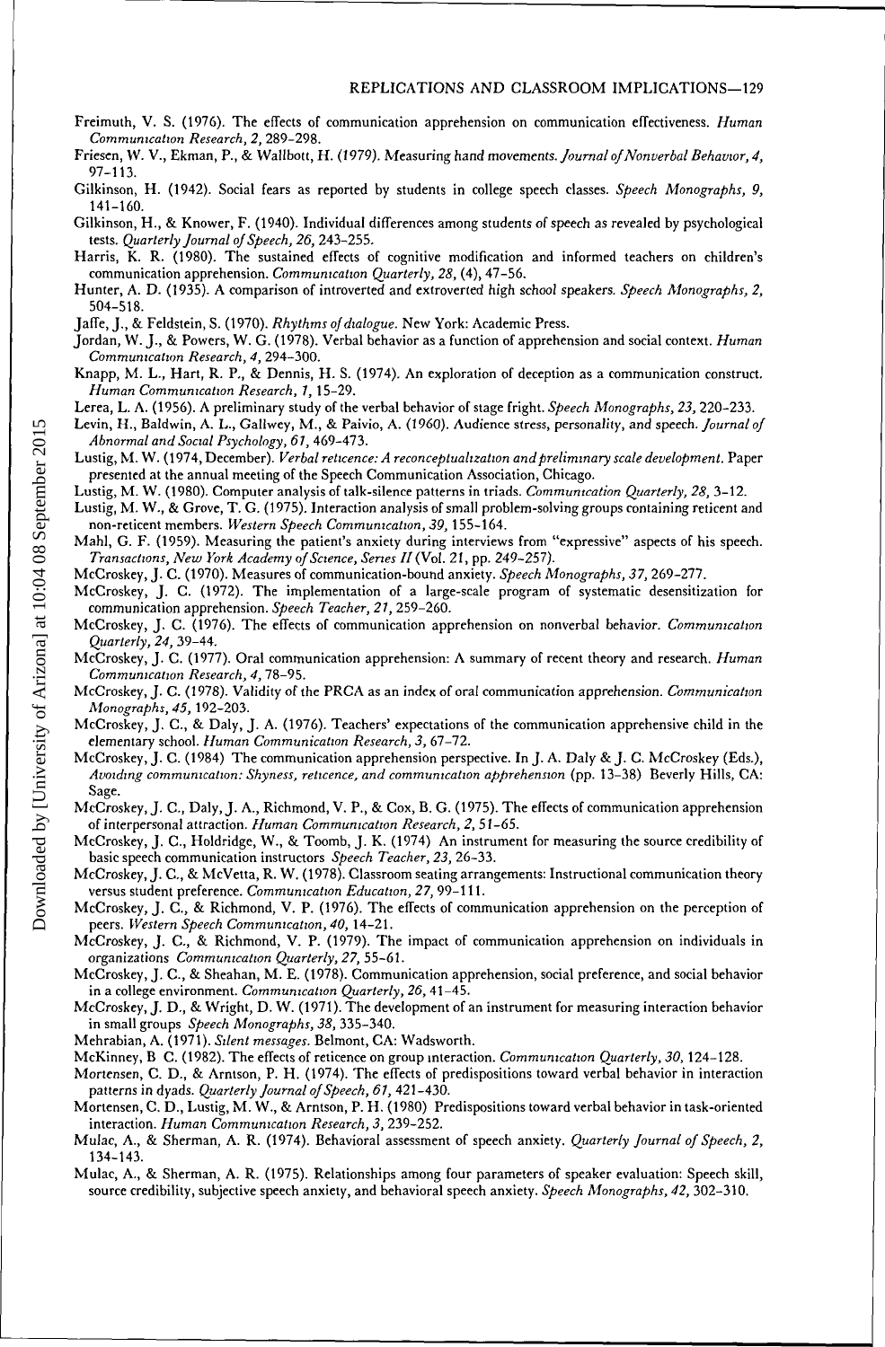Freimuth, V. S. (1976). The effects of communication apprehension on communication effectiveness. *Human Communication Research, 2*, 289–298.

Friesen, W. V., Ekman, P., & Wallbott, H. (1979). Measuring hand movements. *Journal of Nonverbal Behavior, 4*, 97–113.

Gilkinson, H. (1942). Social fears as reported by students in college speech classes. *Speech Monographs, 9*, 141–160.

Gilkinson, H., & Knower, F. (1940). Individual differences among students of speech as revealed by psychological tests. *Quarterly Journal of Speech, 26*, 243–255.

Harris, K. R. (1980). The sustained effects of cognitive modification and informed teachers on children's communication apprehension. *Communication Quarterly, 28*, (4), 47–56.

Hunter, A. D. (1935). A comparison of introverted and extroverted high school speakers. *Speech Monographs, 2*, 504–518.

Jaffe, J., & Feldstein, S. (1970). *Rhythms of dialogue*. New York: Academic Press.

Jordan, W. J., & Powers, W. G. (1978). Verbal behavior as a function of apprehension and social context. *Human Communication Research, 4*, 294–300.

Knapp, M. L., Hart, R. P., & Dennis, H. S. (1974). An exploration of deception as a communication construct. *Human Communication Research, 1*, 15–29.

Lerea, L. A. (1956). A preliminary study of the verbal behavior of stage fright. *Speech Monographs, 23*, 220–233.

Levin, H., Baldwin, A. L., Gallwey, M., & Paivio, A. (1960). Audience stress, personality, and speech. *Journal of Abnormal and Social Psychology, 61*, 469–473.

Lustig, M. W. (1974, December). *Verbal reticence: A reconceptualization and preliminary scale development*. Paper presented at the annual meeting of the Speech Communication Association, Chicago.

Lustig, M. W. (1980). Computer analysis of talk-silence patterns in triads. *Communication Quarterly, 28*, 3–12.

Lustig, M. W., & Grove, T. G. (1975). Interaction analysis of small problem-solving groups containing reticent and non-reticent members. *Western Speech Communication, 39*, 155–164.

Mahl, G. F. (1959). Measuring the patient's anxiety during interviews from "expressive" aspects of his speech. *Transactions, New York Academy of Science, Series II* (Vol. 21, pp. 249–257).

McCroskey, J. C. (1970). Measures of communication-bound anxiety. *Speech Monographs, 37*, 269–277.

McCroskey, J. C. (1972). The implementation of a large-scale program of systematic desensitization for communication apprehension. *Speech Teacher, 21*, 259–260.

McCroskey, J. C. (1976). The effects of communication apprehension on nonverbal behavior. *Communication Quarterly, 24*, 39–44.

McCroskey, J. C. (1977). Oral communication apprehension: A summary of recent theory and research. *Human Communication Research, 4*, 78–95.

McCroskey, J. C. (1978). Validity of the PRCA as an index of oral communication apprehension. *Communication Monographs, 45*, 192–203.

McCroskey, J. C., & Daly, J. A. (1976). Teachers' expectations of the communication apprehensive child in the elementary school. *Human Communication Research, 3*, 67–72.

McCroskey, J. C. (1984) The communication apprehension perspective. In J. A. Daly & J. C. McCroskey (Eds.), *Avoiding communication: Shyness, reticence, and communication apprehension* (pp. 13–38) Beverly Hills, CA: Sage.

McCroskey, J. C., Daly, J. A., Richmond, V. P., & Cox, B. G. (1975). The effects of communication apprehension of interpersonal attraction. *Human Communication Research, 2*, 51–65.

McCroskey, J. C., Holdridge, W., & Toomb, J. K. (1974) An instrument for measuring the source credibility of basic speech communication instructors *Speech Teacher, 23*, 26–33.

McCroskey, J. C., & McVetta, R. W. (1978). Classroom seating arrangements: Instructional communication theory versus student preference. *Communication Education, 27*, 99–111.

McCroskey, J. C., & Richmond, V. P. (1976). The effects of communication apprehension on the perception of peers. *Western Speech Communication, 40*, 14–21.

McCroskey, J. C., & Richmond, V. P. (1979). The impact of communication apprehension on individuals in organizations *Communication Quarterly, 27*, 55–61.

McCroskey, J. C., & Sheahan, M. E. (1978). Communication apprehension, social preference, and social behavior in a college environment. *Communication Quarterly, 26*, 41–45.

McCroskey, J. D., & Wright, D. W. (1971). The development of an instrument for measuring interaction behavior in small groups *Speech Monographs, 38*, 335–340.

Mehrabian, A. (1971). *Silent messages*. Belmont, CA: Wadsworth.

McKinney, B C. (1982). The effects of reticence on group interaction. *Communication Quarterly, 30*, 124–128.

Mortensen, C. D., & Arntson, P. H. (1974). The effects of predispositions toward verbal behavior in interaction patterns in dyads. *Quarterly Journal of Speech, 61*, 421–430.

Mortensen, C. D., Lustig, M. W., & Arntson, P. H. (1980) Predispositions toward verbal behavior in task-oriented interaction. *Human Communication Research, 3*, 239–252.

Mulac, A., & Sherman, A. R. (1974). Behavioral assessment of speech anxiety. *Quarterly Journal of Speech, 2*, 134–143.

Mulac, A., & Sherman, A. R. (1975). Relationships among four parameters of speaker evaluation: Speech skill, source credibility, subjective speech anxiety, and behavioral speech anxiety. *Speech Monographs, 42*, 302–310.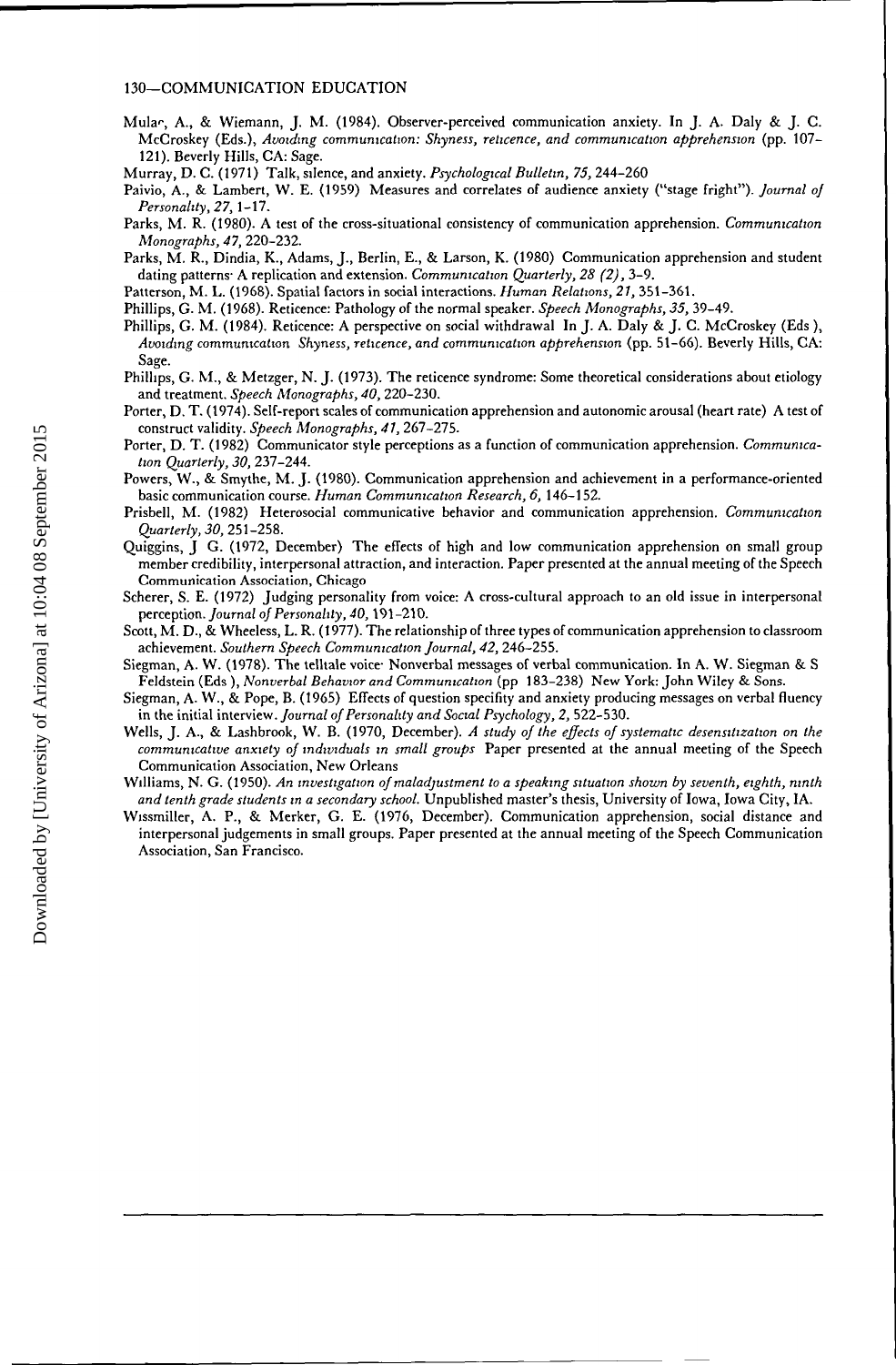Mulac, A., & Wiemann, J. M. (1984). Observer-perceived communication anxiety. In J. A. Daly & J. C. McCroskey (Eds.), *Avoiding communication: Shyness, reticence, and communication apprehension* (pp. 107–121). Beverly Hills, CA: Sage.

Murray, D. C. (1971) Talk, silence, and anxiety. *Psychological Bulletin, 75,* 244–260

Paivio, A., & Lambert, W. E. (1959) Measures and correlates of audience anxiety ("stage fright"). *Journal of Personality, 27,* 1–17.

Parks, M. R. (1980). A test of the cross-situational consistency of communication apprehension. *Communication Monographs, 47,* 220–232.

Parks, M. R., Dindia, K., Adams, J., Berlin, E., & Larson, K. (1980) Communication apprehension and student dating patterns: A replication and extension. *Communication Quarterly, 28 (2),* 3–9.

Patterson, M. L. (1968). Spatial factors in social interactions. *Human Relations, 21,* 351–361.

Phillips, G. M. (1968). Reticence: Pathology of the normal speaker. *Speech Monographs, 35,* 39–49.

Phillips, G. M. (1984). Reticence: A perspective on social withdrawal In J. A. Daly & J. C. McCroskey (Eds ), *Avoiding communication Shyness, reticence, and communication apprehension* (pp. 51–66). Beverly Hills, CA: Sage.

Phillips, G. M., & Metzger, N. J. (1973). The reticence syndrome: Some theoretical considerations about etiology and treatment. *Speech Monographs, 40,* 220–230.

Porter, D. T. (1974). Self-report scales of communication apprehension and autonomic arousal (heart rate) A test of construct validity. *Speech Monographs, 41,* 267–275.

Porter, D. T. (1982) Communicator style perceptions as a function of communication apprehension. *Communication Quarterly, 30,* 237–244.

Powers, W., & Smythe, M. J. (1980). Communication apprehension and achievement in a performance-oriented basic communication course. *Human Communication Research, 6,* 146–152.

Prisbell, M. (1982) Heterosocial communicative behavior and communication apprehension. *Communication Quarterly, 30,* 251–258.

Quiggins, J G. (1972, December) The effects of high and low communication apprehension on small group member credibility, interpersonal attraction, and interaction. Paper presented at the annual meeting of the Speech Communication Association, Chicago

Scherer, S. E. (1972) Judging personality from voice: A cross-cultural approach to an old issue in interpersonal perception. *Journal of Personality, 40,* 191–210.

Scott, M. D., & Wheeless, L. R. (1977). The relationship of three types of communication apprehension to classroom achievement. *Southern Speech Communication Journal, 42,* 246–255.

Siegman, A. W. (1978). The telltale voice: Nonverbal messages of verbal communication. In A. W. Siegman & S Feldstein (Eds ), *Nonverbal Behavior and Communication* (pp 183–238) New York: John Wiley & Sons.

Siegman, A. W., & Pope, B. (1965) Effects of question specifity and anxiety producing messages on verbal fluency in the initial interview. *Journal of Personality and Social Psychology, 2,* 522–530.

Wells, J. A., & Lashbrook, W. B. (1970, December). *A study of the effects of systematic desensitization on the communicative anxiety of individuals in small groups* Paper presented at the annual meeting of the Speech Communication Association, New Orleans

Williams, N. G. (1950). *An investigation of maladjustment to a speaking situation shown by seventh, eighth, ninth and tenth grade students in a secondary school.* Unpublished master's thesis, University of Iowa, Iowa City, IA.

Wissmiller, A. P., & Merker, G. E. (1976, December). Communication apprehension, social distance and interpersonal judgements in small groups. Paper presented at the annual meeting of the Speech Communication Association, San Francisco.